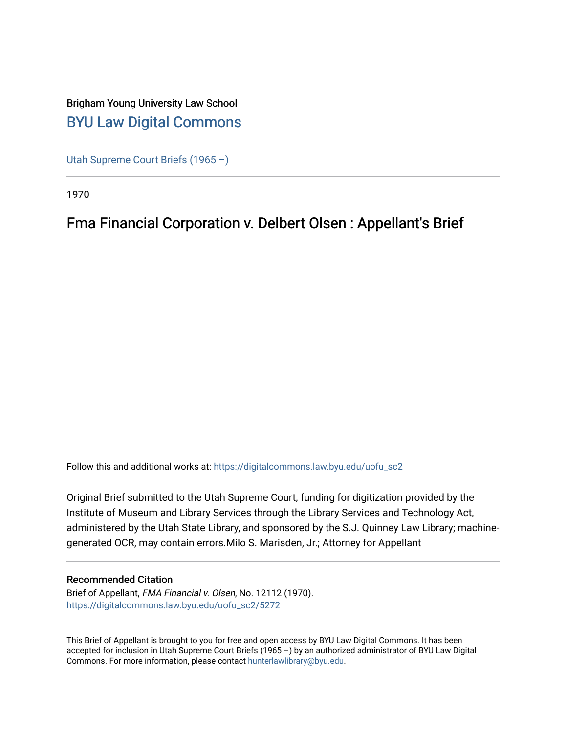Brigham Young University Law School

# BYU Law Digital Commons

Utah Supreme Court Briefs (1965 –)

1970

## Fma Financial Corporation v. Delbert Olsen : Appellant's Brief

Follow this and additional works at: https://digitalcommons.law.byu.edu/uofu_sc2

Original Brief submitted to the Utah Supreme Court; funding for digitization provided by the Institute of Museum and Library Services through the Library Services and Technology Act, administered by the Utah State Library, and sponsored by the S.J. Quinney Law Library; machine-generated OCR, may contain errors.Milo S. Marisden, Jr.; Attorney for Appellant

### Recommended Citation

Brief of Appellant, *FMA Financial v. Olsen*, No. 12112 (1970).
https://digitalcommons.law.byu.edu/uofu_sc2/5272

This Brief of Appellant is brought to you for free and open access by BYU Law Digital Commons. It has been accepted for inclusion in Utah Supreme Court Briefs (1965 –) by an authorized administrator of BYU Law Digital Commons. For more information, please contact hunterlawlibrary@byu.edu.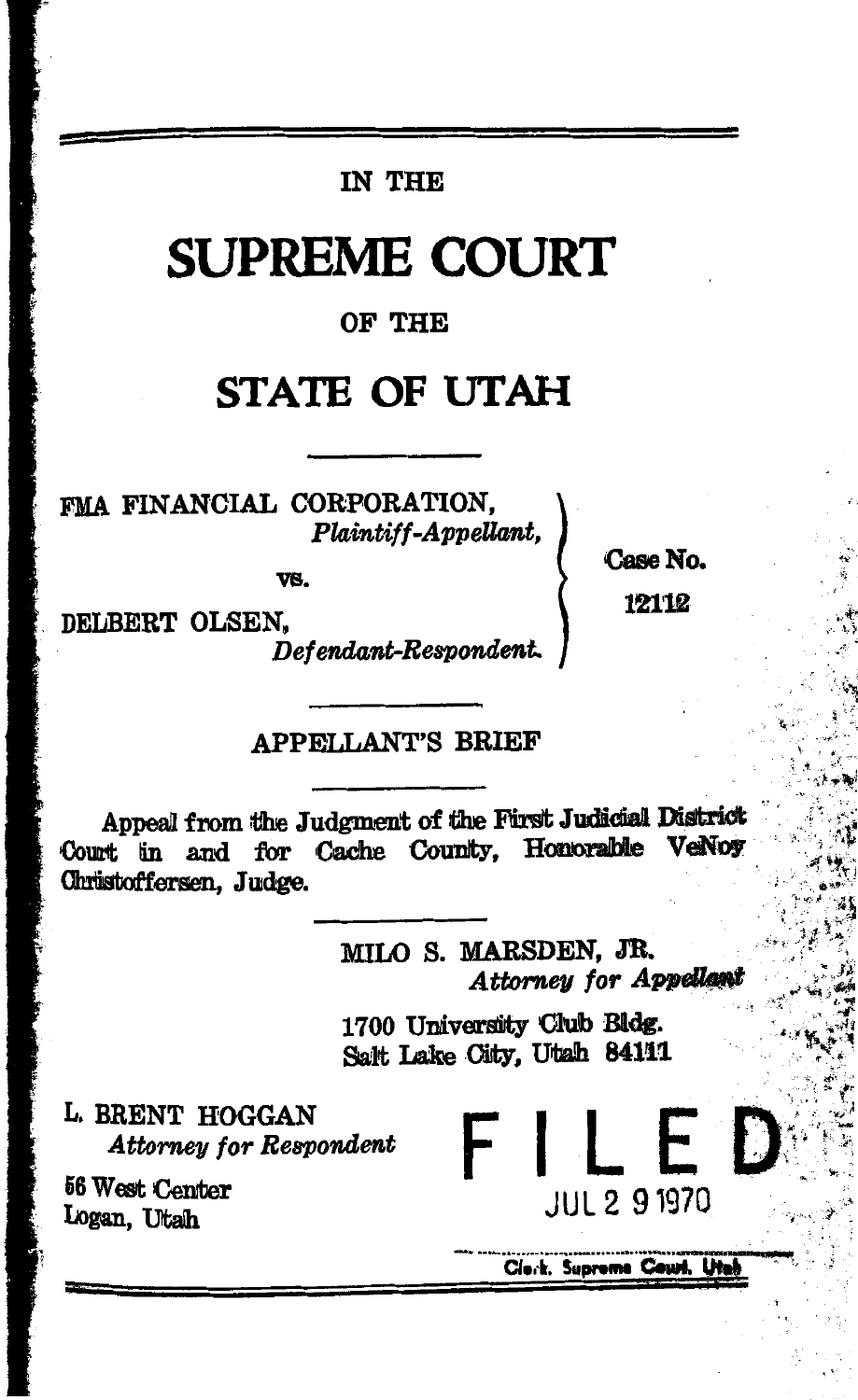IN THE

# SUPREME COURT

OF THE

# STATE OF UTAH

FMA FINANCIAL CORPORATION,
*Plaintiff-Appellant,*

vs.

DELBERT OLSEN,
*Defendant-Respondent.*

Case No. 12112

## APPELLANT'S BRIEF

Appeal from the Judgment of the First Judicial District Court in and for Cache County, Honorable VeNoy Christoffersen, Judge.

MILO S. MARSDEN, JR.
*Attorney for Appellant*

1700 University Club Bldg.
Salt Lake City, Utah 84111

L. BRENT HOGGAN
*Attorney for Respondent*

56 West Center
Logan, Utah

FILED
JUL 29 1970
Clerk, Supreme Court, Utah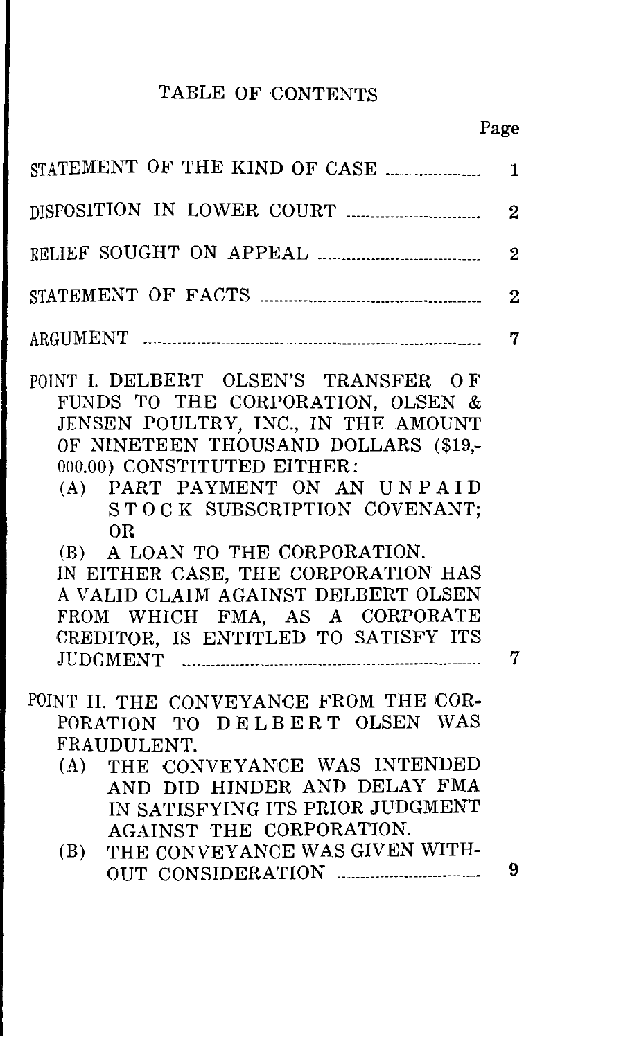# TABLE OF CONTENTS

| | Page |
|---|---|
| STATEMENT OF THE KIND OF CASE | 1 |
| DISPOSITION IN LOWER COURT | 2 |
| RELIEF SOUGHT ON APPEAL | 2 |
| STATEMENT OF FACTS | 2 |
| ARGUMENT | 7 |
| POINT I. DELBERT OLSEN'S TRANSFER OF FUNDS TO THE CORPORATION, OLSEN & JENSEN POULTRY, INC., IN THE AMOUNT OF NINETEEN THOUSAND DOLLARS ($19,000.00) CONSTITUTED EITHER: (A) PART PAYMENT ON AN UNPAID STOCK SUBSCRIPTION COVENANT; OR (B) A LOAN TO THE CORPORATION. IN EITHER CASE, THE CORPORATION HAS A VALID CLAIM AGAINST DELBERT OLSEN FROM WHICH FMA, AS A CORPORATE CREDITOR, IS ENTITLED TO SATISFY ITS JUDGMENT | 7 |
| POINT II. THE CONVEYANCE FROM THE CORPORATION TO DELBERT OLSEN WAS FRAUDULENT. (A) THE CONVEYANCE WAS INTENDED AND DID HINDER AND DELAY FMA IN SATISFYING ITS PRIOR JUDGMENT AGAINST THE CORPORATION. (B) THE CONVEYANCE WAS GIVEN WITHOUT CONSIDERATION | 9 |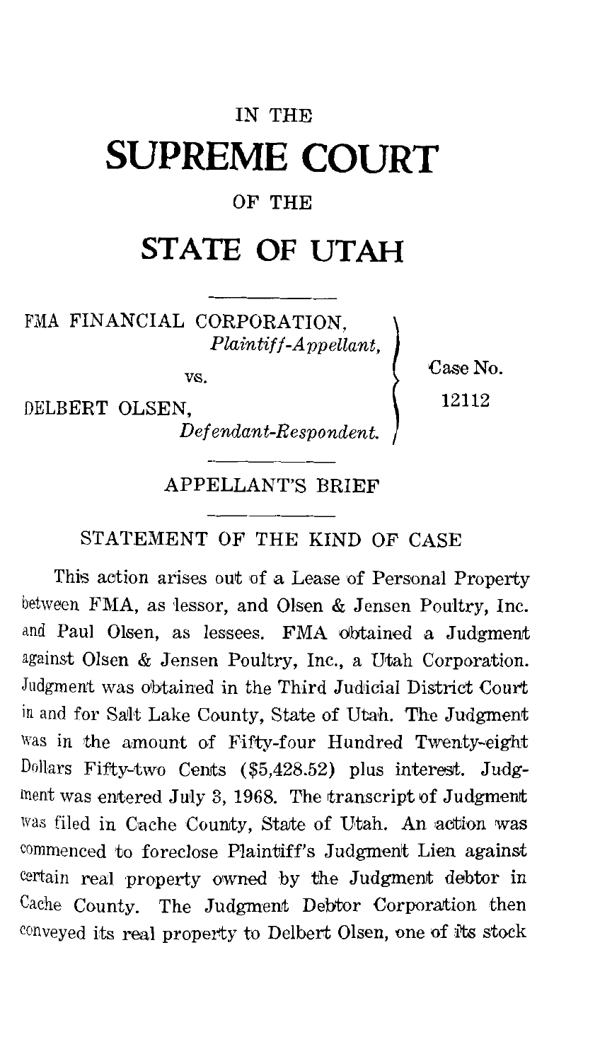# IN THE

# SUPREME COURT

## OF THE

# STATE OF UTAH

| | | |
|---|---|---|
| FMA FINANCIAL CORPORATION, *Plaintiff-Appellant,* | | Case No. |
| vs. | | 12112 |
| DELBERT OLSEN, *Defendant-Respondent.* | | |

## APPELLANT'S BRIEF

### STATEMENT OF THE KIND OF CASE

This action arises out of a Lease of Personal Property between FMA, as lessor, and Olsen & Jensen Poultry, Inc. and Paul Olsen, as lessees. FMA obtained a Judgment against Olsen & Jensen Poultry, Inc., a Utah Corporation. Judgment was obtained in the Third Judicial District Court in and for Salt Lake County, State of Utah. The Judgment was in the amount of Fifty-four Hundred Twenty-eight Dollars Fifty-two Cents ($5,428.52) plus interest. Judgment was entered July 3, 1968. The transcript of Judgment was filed in Cache County, State of Utah. An action was commenced to foreclose Plaintiff's Judgment Lien against certain real property owned by the Judgment debtor in Cache County. The Judgment Debtor Corporation then conveyed its real property to Delbert Olsen, one of its stock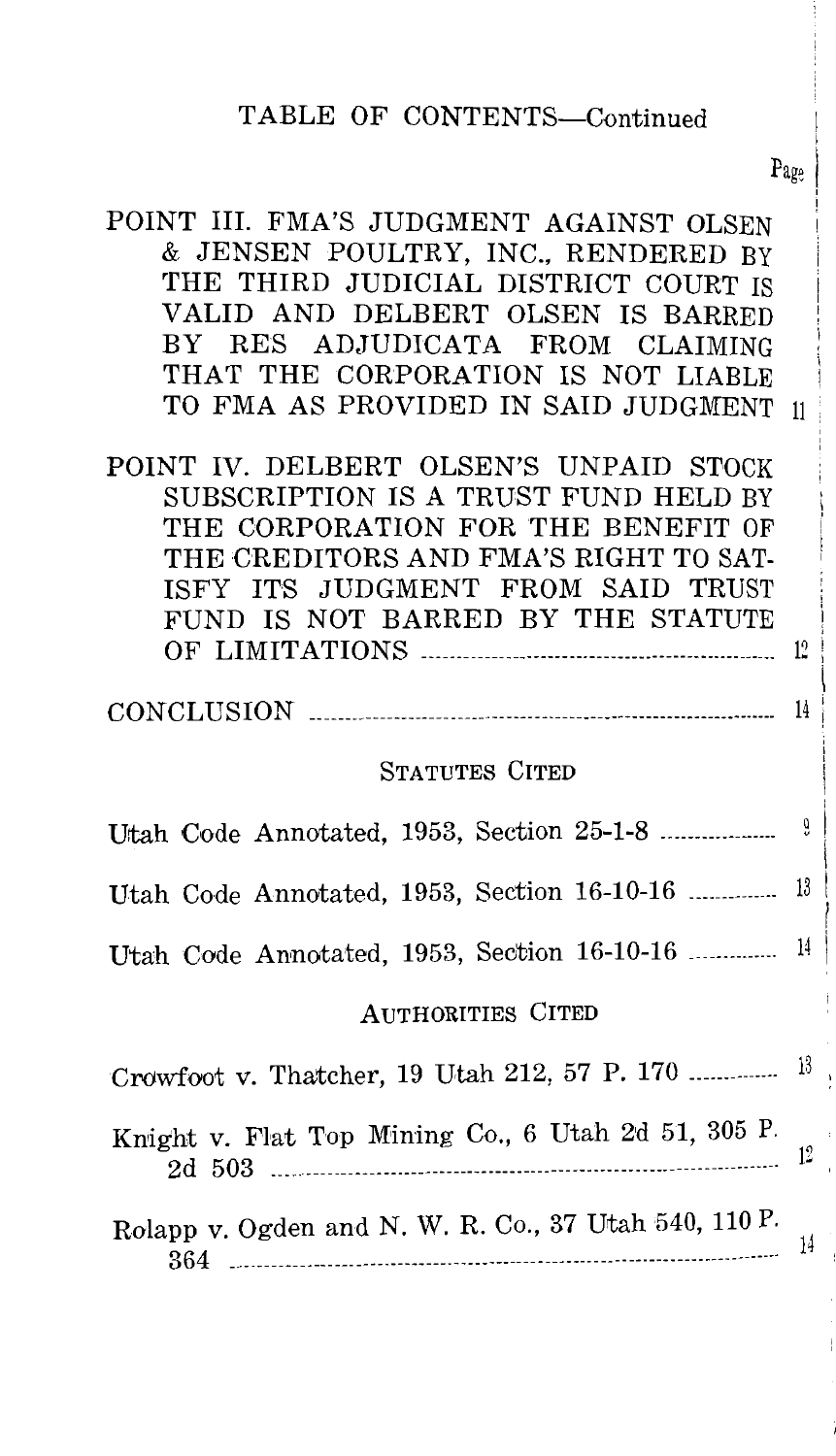TABLE OF CONTENTS—Continued

| | Page |
|---|---|
| POINT III. FMA'S JUDGMENT AGAINST OLSEN & JENSEN POULTRY, INC., RENDERED BY THE THIRD JUDICIAL DISTRICT COURT IS VALID AND DELBERT OLSEN IS BARRED BY RES ADJUDICATA FROM CLAIMING THAT THE CORPORATION IS NOT LIABLE TO FMA AS PROVIDED IN SAID JUDGMENT | 11 |
| POINT IV. DELBERT OLSEN'S UNPAID STOCK SUBSCRIPTION IS A TRUST FUND HELD BY THE CORPORATION FOR THE BENEFIT OF THE CREDITORS AND FMA'S RIGHT TO SATISFY ITS JUDGMENT FROM SAID TRUST FUND IS NOT BARRED BY THE STATUTE OF LIMITATIONS | 12 |
| CONCLUSION | 14 |

STATUTES CITED

| | |
|---|---|
| Utah Code Annotated, 1953, Section 25-1-8 | 9 |
| Utah Code Annotated, 1953, Section 16-10-16 | 13 |
| Utah Code Annotated, 1953, Section 16-10-16 | 14 |

AUTHORITIES CITED

| | |
|---|---|
| Crowfoot v. Thatcher, 19 Utah 212, 57 P. 170 | 13 |
| Knight v. Flat Top Mining Co., 6 Utah 2d 51, 305 P. 2d 503 | 12 |
| Rolapp v. Ogden and N. W. R. Co., 37 Utah 540, 110 P. 364 | 14 |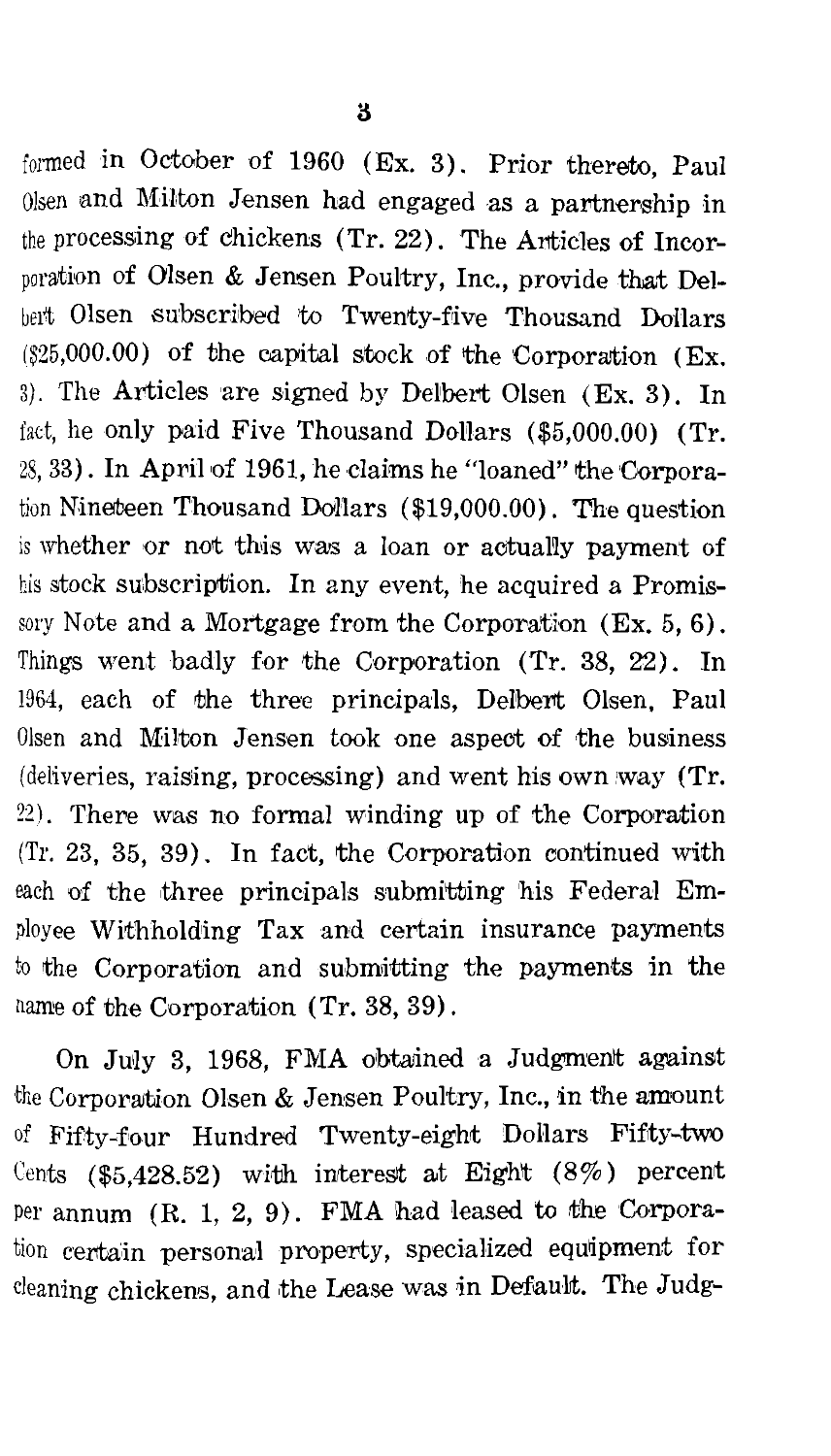formed in October of 1960 (Ex. 3). Prior thereto, Paul Olsen and Milton Jensen had engaged as a partnership in the processing of chickens (Tr. 22). The Articles of Incorporation of Olsen & Jensen Poultry, Inc., provide that Delbert Olsen subscribed to Twenty-five Thousand Dollars ($25,000.00) of the capital stock of the Corporation (Ex. 3). The Articles are signed by Delbert Olsen (Ex. 3). In fact, he only paid Five Thousand Dollars ($5,000.00) (Tr. 28, 33). In April of 1961, he claims he "loaned" the Corporation Nineteen Thousand Dollars ($19,000.00). The question is whether or not this was a loan or actually payment of his stock subscription. In any event, he acquired a Promissory Note and a Mortgage from the Corporation (Ex. 5, 6). Things went badly for the Corporation (Tr. 38, 22). In 1964, each of the three principals, Delbert Olsen, Paul Olsen and Milton Jensen took one aspect of the business (deliveries, raising, processing) and went his own way (Tr. 22). There was no formal winding up of the Corporation (Tr. 23, 35, 39). In fact, the Corporation continued with each of the three principals submitting his Federal Employee Withholding Tax and certain insurance payments to the Corporation and submitting the payments in the name of the Corporation (Tr. 38, 39).

On July 3, 1968, FMA obtained a Judgment against the Corporation Olsen & Jensen Poultry, Inc., in the amount of Fifty-four Hundred Twenty-eight Dollars Fifty-two Cents ($5,428.52) with interest at Eight (8%) percent per annum (R. 1, 2, 9). FMA had leased to the Corporation certain personal property, specialized equipment for cleaning chickens, and the Lease was in Default. The Judg-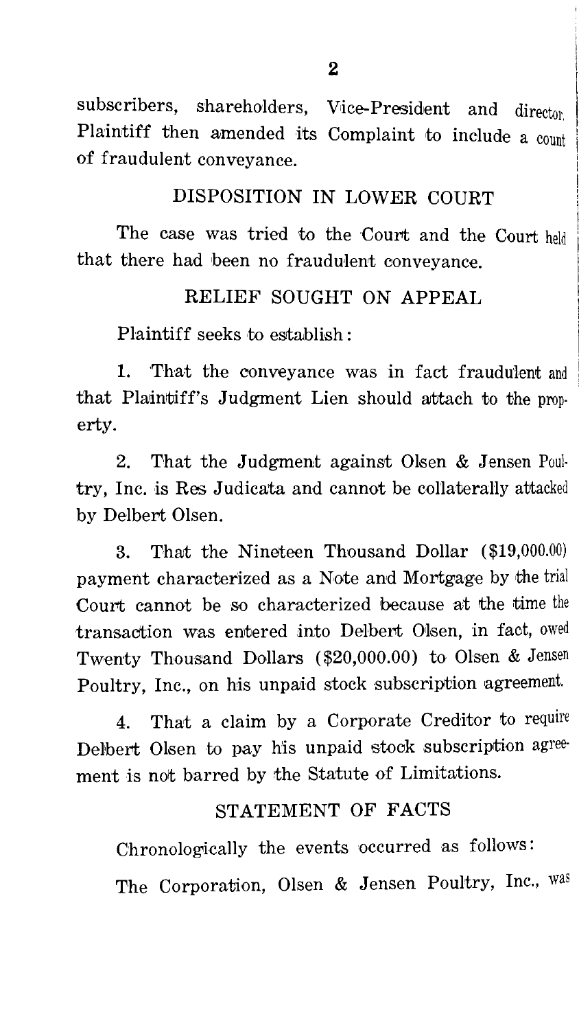subscribers, shareholders, Vice-President and director. Plaintiff then amended its Complaint to include a count of fraudulent conveyance.

## DISPOSITION IN LOWER COURT

The case was tried to the Court and the Court held that there had been no fraudulent conveyance.

## RELIEF SOUGHT ON APPEAL

Plaintiff seeks to establish:

1. That the conveyance was in fact fraudulent and that Plaintiff's Judgment Lien should attach to the property.

2. That the Judgment against Olsen & Jensen Poultry, Inc. is Res Judicata and cannot be collaterally attacked by Delbert Olsen.

3. That the Nineteen Thousand Dollar ($19,000.00) payment characterized as a Note and Mortgage by the trial Court cannot be so characterized because at the time the transaction was entered into Delbert Olsen, in fact, owed Twenty Thousand Dollars ($20,000.00) to Olsen & Jensen Poultry, Inc., on his unpaid stock subscription agreement.

4. That a claim by a Corporate Creditor to require Delbert Olsen to pay his unpaid stock subscription agreement is not barred by the Statute of Limitations.

## STATEMENT OF FACTS

Chronologically the events occurred as follows:

The Corporation, Olsen & Jensen Poultry, Inc., was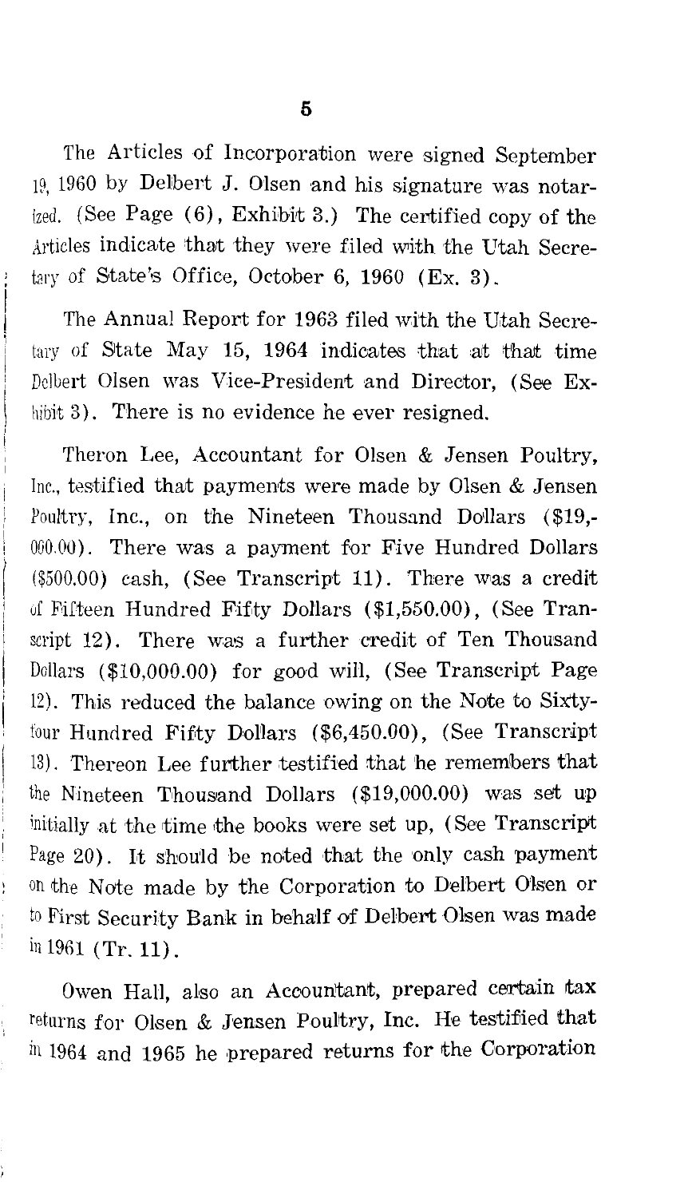The Articles of Incorporation were signed September 19, 1960 by Delbert J. Olsen and his signature was notarized. (See Page (6), Exhibit 3.) The certified copy of the Articles indicate that they were filed with the Utah Secretary of State's Office, October 6, 1960 (Ex. 3).

The Annual Report for 1963 filed with the Utah Secretary of State May 15, 1964 indicates that at that time Delbert Olsen was Vice-President and Director, (See Exhibit 3). There is no evidence he ever resigned.

Theron Lee, Accountant for Olsen & Jensen Poultry, Inc., testified that payments were made by Olsen & Jensen Poultry, Inc., on the Nineteen Thousand Dollars ($19,000.00). There was a payment for Five Hundred Dollars ($500.00) cash, (See Transcript 11). There was a credit of Fifteen Hundred Fifty Dollars ($1,550.00), (See Transcript 12). There was a further credit of Ten Thousand Dollars ($10,000.00) for good will, (See Transcript Page 12). This reduced the balance owing on the Note to Sixty-four Hundred Fifty Dollars ($6,450.00), (See Transcript 13). Thereon Lee further testified that he remembers that the Nineteen Thousand Dollars ($19,000.00) was set up initially at the time the books were set up, (See Transcript Page 20). It should be noted that the only cash payment on the Note made by the Corporation to Delbert Olsen or to First Security Bank in behalf of Delbert Olsen was made in 1961 (Tr. 11).

Owen Hall, also an Accountant, prepared certain tax returns for Olsen & Jensen Poultry, Inc. He testified that in 1964 and 1965 he prepared returns for the Corporation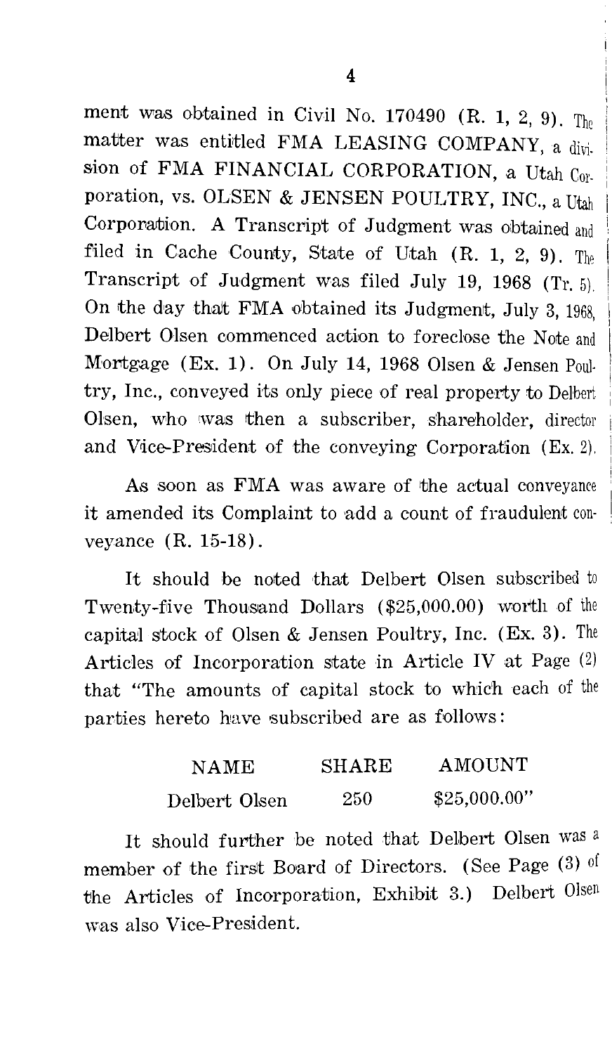ment was obtained in Civil No. 170490 (R. 1, 2, 9). The matter was entitled FMA LEASING COMPANY, a division of FMA FINANCIAL CORPORATION, a Utah Corporation, vs. OLSEN & JENSEN POULTRY, INC., a Utah Corporation. A Transcript of Judgment was obtained and filed in Cache County, State of Utah (R. 1, 2, 9). The Transcript of Judgment was filed July 19, 1968 (Tr. 5). On the day that FMA obtained its Judgment, July 3, 1968, Delbert Olsen commenced action to foreclose the Note and Mortgage (Ex. 1). On July 14, 1968 Olsen & Jensen Poultry, Inc., conveyed its only piece of real property to Delbert Olsen, who was then a subscriber, shareholder, director and Vice-President of the conveying Corporation (Ex. 2).

As soon as FMA was aware of the actual conveyance it amended its Complaint to add a count of fraudulent conveyance (R. 15-18).

It should be noted that Delbert Olsen subscribed to Twenty-five Thousand Dollars ($25,000.00) worth of the capital stock of Olsen & Jensen Poultry, Inc. (Ex. 3). The Articles of Incorporation state in Article IV at Page (2) that "The amounts of capital stock to which each of the parties hereto have subscribed are as follows:

| NAME | SHARE | AMOUNT |
|---|---|---|
| Delbert Olsen | 250 | $25,000.00" |

It should further be noted that Delbert Olsen was a member of the first Board of Directors. (See Page (3) of the Articles of Incorporation, Exhibit 3.) Delbert Olsen was also Vice-President.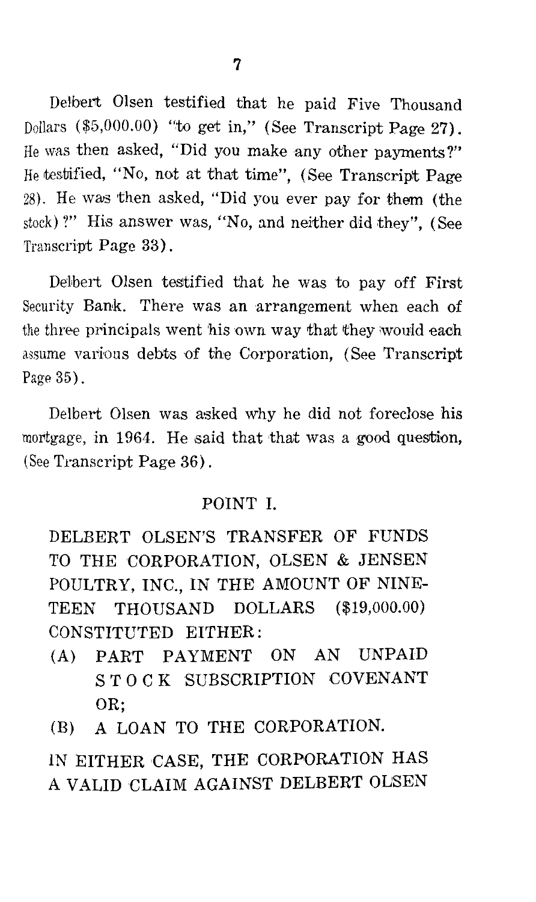Delbert Olsen testified that he paid Five Thousand Dollars ($5,000.00) "to get in," (See Transcript Page 27). He was then asked, "Did you make any other payments?" He testified, "No, not at that time", (See Transcript Page 28). He was then asked, "Did you ever pay for them (the stock)?" His answer was, "No, and neither did they", (See Transcript Page 33).

Delbert Olsen testified that he was to pay off First Security Bank. There was an arrangement when each of the three principals went his own way that they would each assume various debts of the Corporation, (See Transcript Page 35).

Delbert Olsen was asked why he did not foreclose his mortgage, in 1964. He said that that was a good question, (See Transcript Page 36).

## POINT I.

**DELBERT OLSEN'S TRANSFER OF FUNDS TO THE CORPORATION, OLSEN & JENSEN POULTRY, INC., IN THE AMOUNT OF NINETEEN THOUSAND DOLLARS ($19,000.00) CONSTITUTED EITHER:**

**(A) PART PAYMENT ON AN UNPAID STOCK SUBSCRIPTION COVENANT OR;**

**(B) A LOAN TO THE CORPORATION.**

**IN EITHER CASE, THE CORPORATION HAS A VALID CLAIM AGAINST DELBERT OLSEN**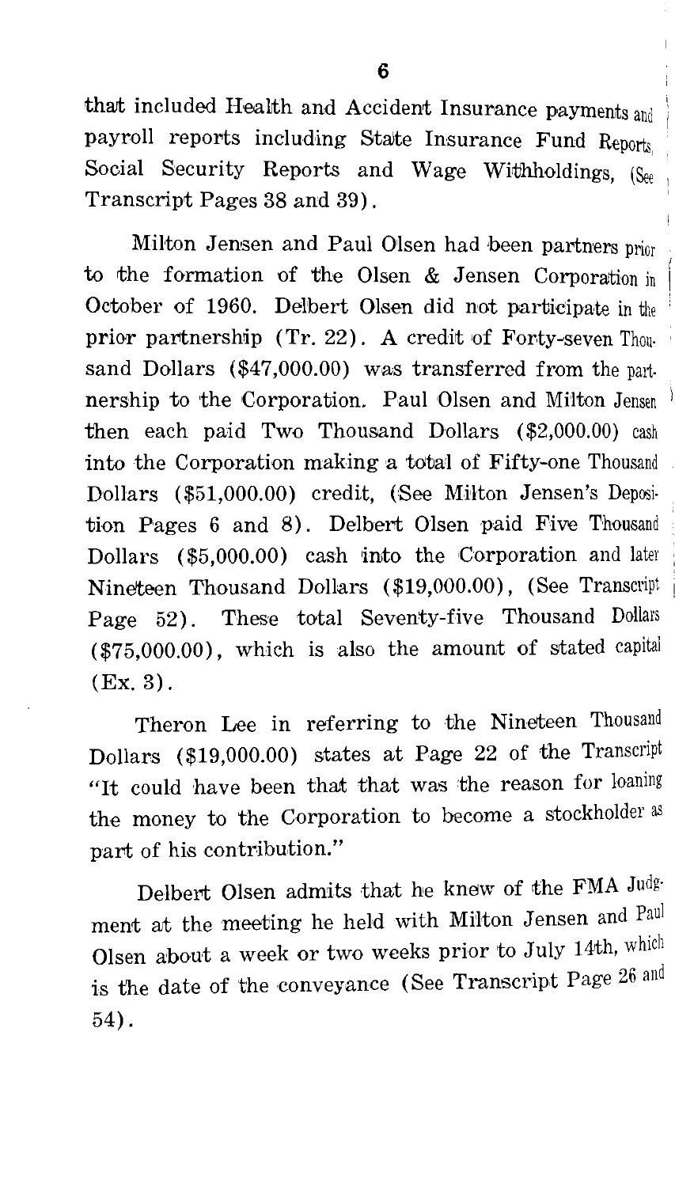that included Health and Accident Insurance payments and payroll reports including State Insurance Fund Reports, Social Security Reports and Wage Withholdings, (See Transcript Pages 38 and 39).

Milton Jensen and Paul Olsen had been partners prior to the formation of the Olsen & Jensen Corporation in October of 1960. Delbert Olsen did not participate in the prior partnership (Tr. 22). A credit of Forty-seven Thousand Dollars ($47,000.00) was transferred from the partnership to the Corporation. Paul Olsen and Milton Jensen then each paid Two Thousand Dollars ($2,000.00) cash into the Corporation making a total of Fifty-one Thousand Dollars ($51,000.00) credit, (See Milton Jensen's Deposition Pages 6 and 8). Delbert Olsen paid Five Thousand Dollars ($5,000.00) cash into the Corporation and later Nineteen Thousand Dollars ($19,000.00), (See Transcript Page 52). These total Seventy-five Thousand Dollars ($75,000.00), which is also the amount of stated capital (Ex. 3).

Theron Lee in referring to the Nineteen Thousand Dollars ($19,000.00) states at Page 22 of the Transcript "It could have been that that was the reason for loaning the money to the Corporation to become a stockholder as part of his contribution."

Delbert Olsen admits that he knew of the FMA Judgment at the meeting he held with Milton Jensen and Paul Olsen about a week or two weeks prior to July 14th, which is the date of the conveyance (See Transcript Page 26 and 54).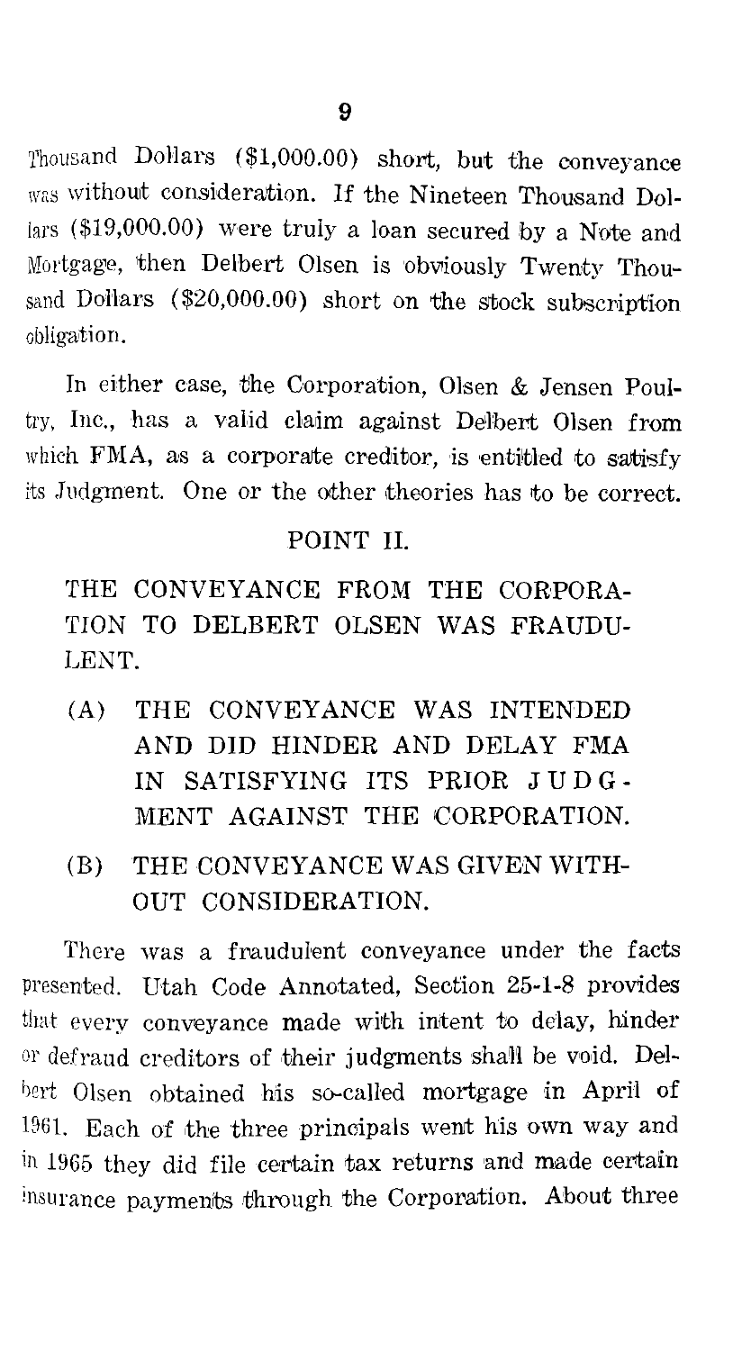Thousand Dollars ($1,000.00) short, but the conveyance was without consideration. If the Nineteen Thousand Dollars ($19,000.00) were truly a loan secured by a Note and Mortgage, then Delbert Olsen is obviously Twenty Thousand Dollars ($20,000.00) short on the stock subscription obligation.

In either case, the Corporation, Olsen & Jensen Poultry, Inc., has a valid claim against Delbert Olsen from which FMA, as a corporate creditor, is entitled to satisfy its Judgment. One or the other theories has to be correct.

## POINT II.

## THE CONVEYANCE FROM THE CORPORATION TO DELBERT OLSEN WAS FRAUDULENT.

### (A) THE CONVEYANCE WAS INTENDED AND DID HINDER AND DELAY FMA IN SATISFYING ITS PRIOR JUDGMENT AGAINST THE CORPORATION.

### (B) THE CONVEYANCE WAS GIVEN WITHOUT CONSIDERATION.

There was a fraudulent conveyance under the facts presented. Utah Code Annotated, Section 25-1-8 provides that every conveyance made with intent to delay, hinder or defraud creditors of their judgments shall be void. Delbert Olsen obtained his so-called mortgage in April of 1961. Each of the three principals went his own way and in 1965 they did file certain tax returns and made certain insurance payments through the Corporation. About three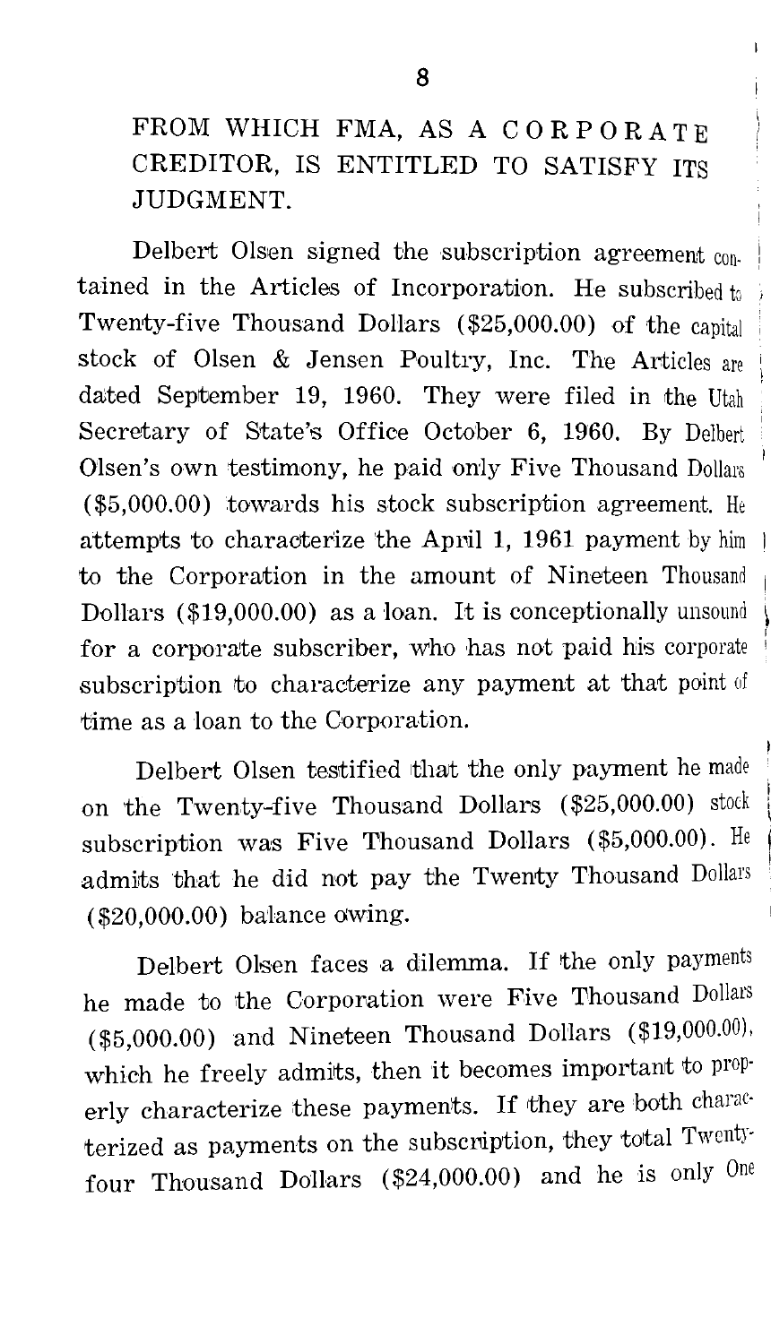FROM WHICH FMA, AS A CORPORATE CREDITOR, IS ENTITLED TO SATISFY ITS JUDGMENT.

Delbert Olsen signed the subscription agreement contained in the Articles of Incorporation. He subscribed to Twenty-five Thousand Dollars ($25,000.00) of the capital stock of Olsen & Jensen Poultry, Inc. The Articles are dated September 19, 1960. They were filed in the Utah Secretary of State's Office October 6, 1960. By Delbert Olsen's own testimony, he paid only Five Thousand Dollars ($5,000.00) towards his stock subscription agreement. He attempts to characterize the April 1, 1961 payment by him to the Corporation in the amount of Nineteen Thousand Dollars ($19,000.00) as a loan. It is conceptionally unsound for a corporate subscriber, who has not paid his corporate subscription to characterize any payment at that point of time as a loan to the Corporation.

Delbert Olsen testified that the only payment he made on the Twenty-five Thousand Dollars ($25,000.00) stock subscription was Five Thousand Dollars ($5,000.00). He admits that he did not pay the Twenty Thousand Dollars ($20,000.00) balance owing.

Delbert Olsen faces a dilemma. If the only payments he made to the Corporation were Five Thousand Dollars ($5,000.00) and Nineteen Thousand Dollars ($19,000.00), which he freely admits, then it becomes important to properly characterize these payments. If they are both characterized as payments on the subscription, they total Twenty-four Thousand Dollars ($24,000.00) and he is only One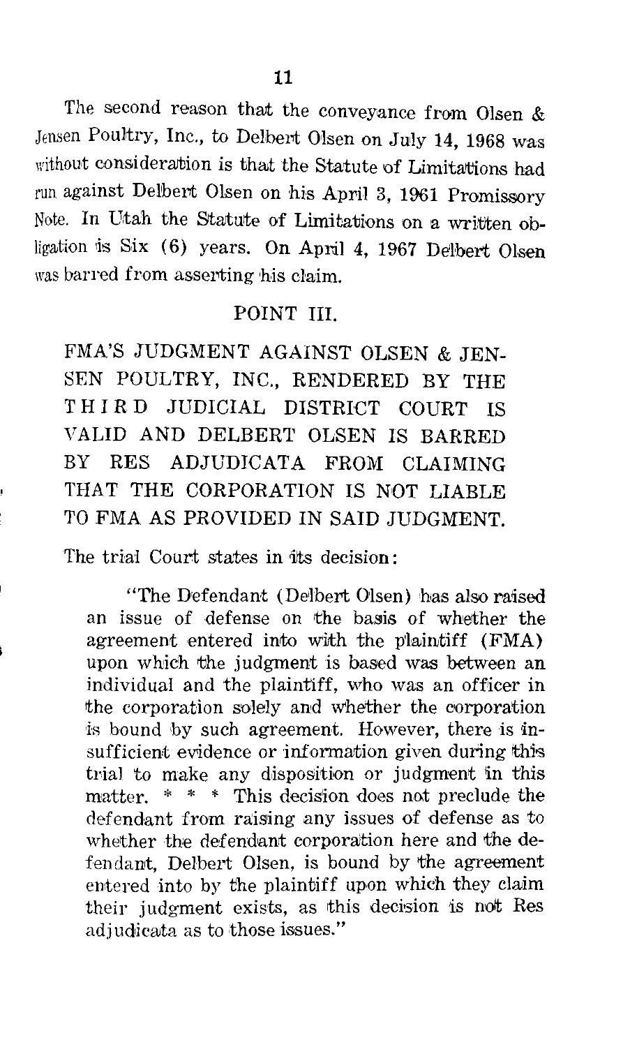The second reason that the conveyance from Olsen & Jensen Poultry, Inc., to Delbert Olsen on July 14, 1968 was without consideration is that the Statute of Limitations had run against Delbert Olsen on his April 3, 1961 Promissory Note. In Utah the Statute of Limitations on a written obligation is Six (6) years. On April 4, 1967 Delbert Olsen was barred from asserting his claim.

## POINT III.

### FMA'S JUDGMENT AGAINST OLSEN & JENSEN POULTRY, INC., RENDERED BY THE THIRD JUDICIAL DISTRICT COURT IS VALID AND DELBERT OLSEN IS BARRED BY RES ADJUDICATA FROM CLAIMING THAT THE CORPORATION IS NOT LIABLE TO FMA AS PROVIDED IN SAID JUDGMENT.

The trial Court states in its decision:

> "The Defendant (Delbert Olsen) has also raised an issue of defense on the basis of whether the agreement entered into with the plaintiff (FMA) upon which the judgment is based was between an individual and the plaintiff, who was an officer in the corporation solely and whether the corporation is bound by such agreement. However, there is insufficient evidence or information given during this trial to make any disposition or judgment in this matter. * * * This decision does not preclude the defendant from raising any issues of defense as to whether the defendant corporation here and the defendant, Delbert Olsen, is bound by the agreement entered into by the plaintiff upon which they claim their judgment exists, as this decision is not Res adjudicata as to those issues."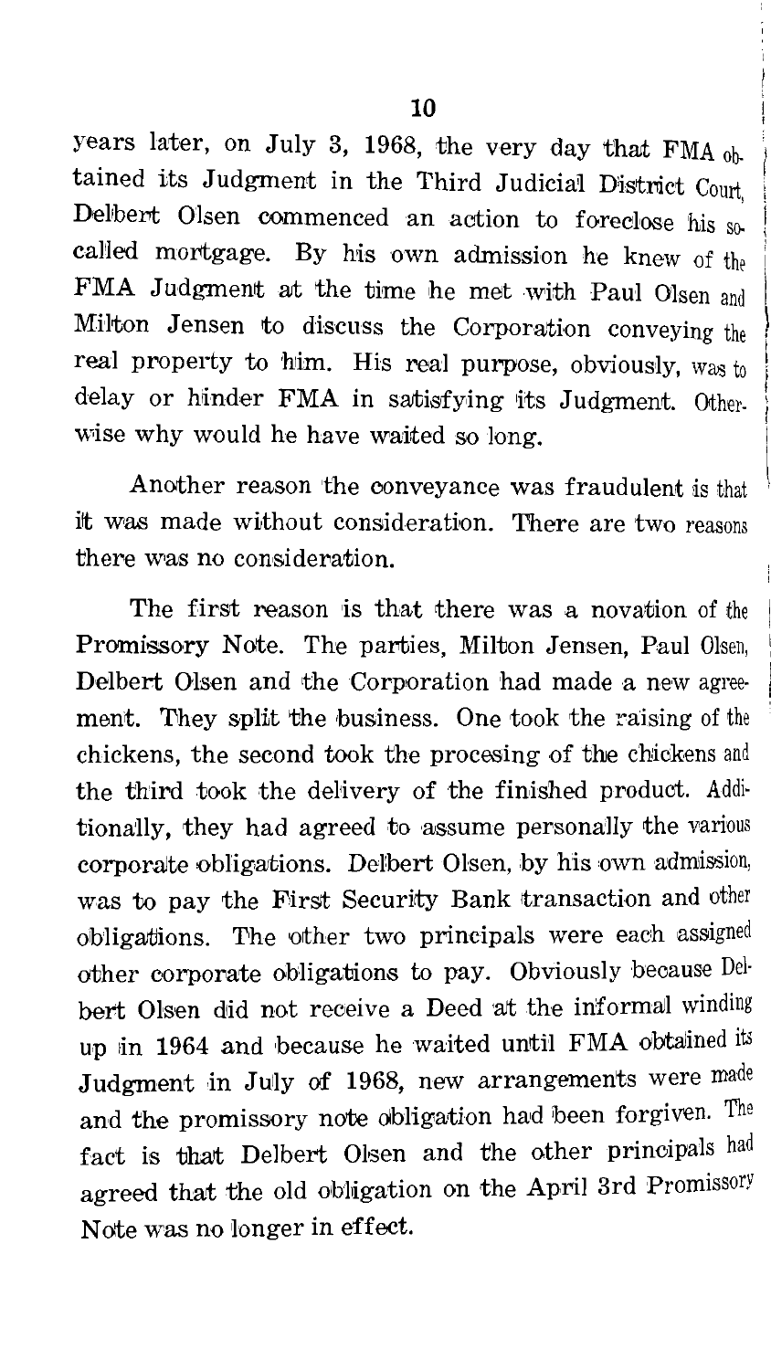years later, on July 3, 1968, the very day that FMA obtained its Judgment in the Third Judicial District Court, Delbert Olsen commenced an action to foreclose his so-called mortgage. By his own admission he knew of the FMA Judgment at the time he met with Paul Olsen and Milton Jensen to discuss the Corporation conveying the real property to him. His real purpose, obviously, was to delay or hinder FMA in satisfying its Judgment. Otherwise why would he have waited so long.

Another reason the conveyance was fraudulent is that it was made without consideration. There are two reasons there was no consideration.

The first reason is that there was a novation of the Promissory Note. The parties, Milton Jensen, Paul Olsen, Delbert Olsen and the Corporation had made a new agreement. They split the business. One took the raising of the chickens, the second took the procesing of the chickens and the third took the delivery of the finished product. Additionally, they had agreed to assume personally the various corporate obligations. Delbert Olsen, by his own admission, was to pay the First Security Bank transaction and other obligations. The other two principals were each assigned other corporate obligations to pay. Obviously because Delbert Olsen did not receive a Deed at the informal winding up in 1964 and because he waited until FMA obtained its Judgment in July of 1968, new arrangements were made and the promissory note obligation had been forgiven. The fact is that Delbert Olsen and the other principals had agreed that the old obligation on the April 3rd Promissory Note was no longer in effect.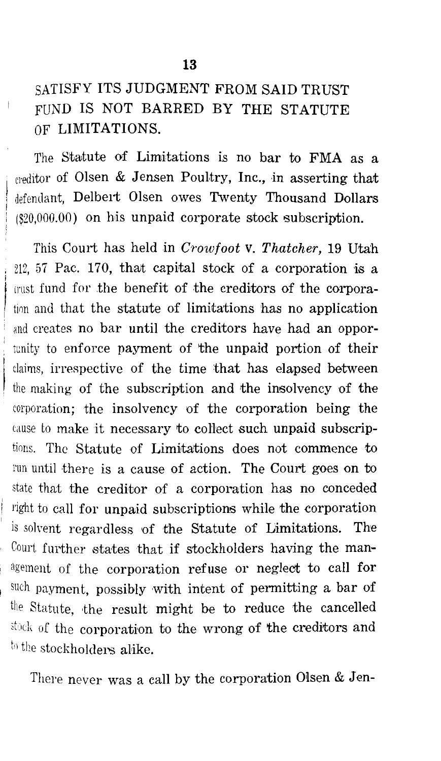SATISFY ITS JUDGMENT FROM SAID TRUST FUND IS NOT BARRED BY THE STATUTE OF LIMITATIONS.

The Statute of Limitations is no bar to FMA as a creditor of Olsen & Jensen Poultry, Inc., in asserting that defendant, Delbert Olsen owes Twenty Thousand Dollars ($20,000.00) on his unpaid corporate stock subscription.

This Court has held in *Crowfoot* v. *Thatcher*, 19 Utah 212, 57 Pac. 170, that capital stock of a corporation is a trust fund for the benefit of the creditors of the corporation and that the statute of limitations has no application and creates no bar until the creditors have had an opportunity to enforce payment of the unpaid portion of their claims, irrespective of the time that has elapsed between the making of the subscription and the insolvency of the corporation; the insolvency of the corporation being the cause to make it necessary to collect such unpaid subscriptions. The Statute of Limitations does not commence to run until there is a cause of action. The Court goes on to state that the creditor of a corporation has no conceded right to call for unpaid subscriptions while the corporation is solvent regardless of the Statute of Limitations. The Court further states that if stockholders having the management of the corporation refuse or neglect to call for such payment, possibly with intent of permitting a bar of the Statute, the result might be to reduce the cancelled stock of the corporation to the wrong of the creditors and to the stockholders alike.

There never was a call by the corporation Olsen & Jen-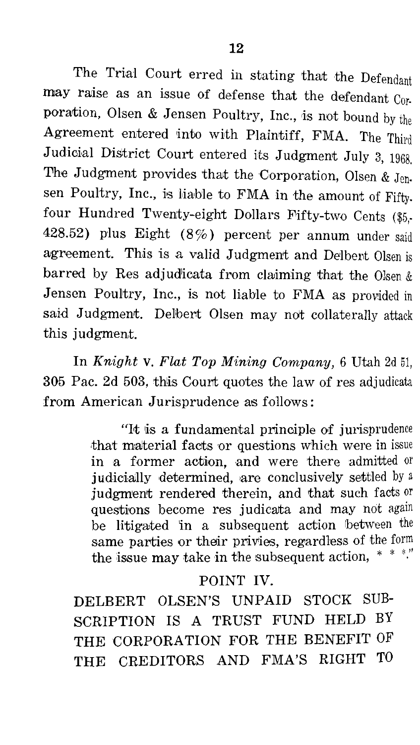The Trial Court erred in stating that the Defendant may raise as an issue of defense that the defendant Corporation, Olsen & Jensen Poultry, Inc., is not bound by the Agreement entered into with Plaintiff, FMA. The Third Judicial District Court entered its Judgment July 3, 1968. The Judgment provides that the Corporation, Olsen & Jensen Poultry, Inc., is liable to FMA in the amount of Fifty-four Hundred Twenty-eight Dollars Fifty-two Cents ($5,428.52) plus Eight (8%) percent per annum under said agreement. This is a valid Judgment and Delbert Olsen is barred by Res adjudicata from claiming that the Olsen & Jensen Poultry, Inc., is not liable to FMA as provided in said Judgment. Delbert Olsen may not collaterally attack this judgment.

In *Knight* v. *Flat Top Mining Company*, 6 Utah 2d 51, 305 Pac. 2d 503, this Court quotes the law of res adjudicata from American Jurisprudence as follows:

> "It is a fundamental principle of jurisprudence that material facts or questions which were in issue in a former action, and were there admitted or judicially determined, are conclusively settled by a judgment rendered therein, and that such facts or questions become res judicata and may not again be litigated in a subsequent action between the same parties or their privies, regardless of the form the issue may take in the subsequent action, * * *."

## POINT IV.

## DELBERT OLSEN'S UNPAID STOCK SUBSCRIPTION IS A TRUST FUND HELD BY THE CORPORATION FOR THE BENEFIT OF THE CREDITORS AND FMA'S RIGHT TO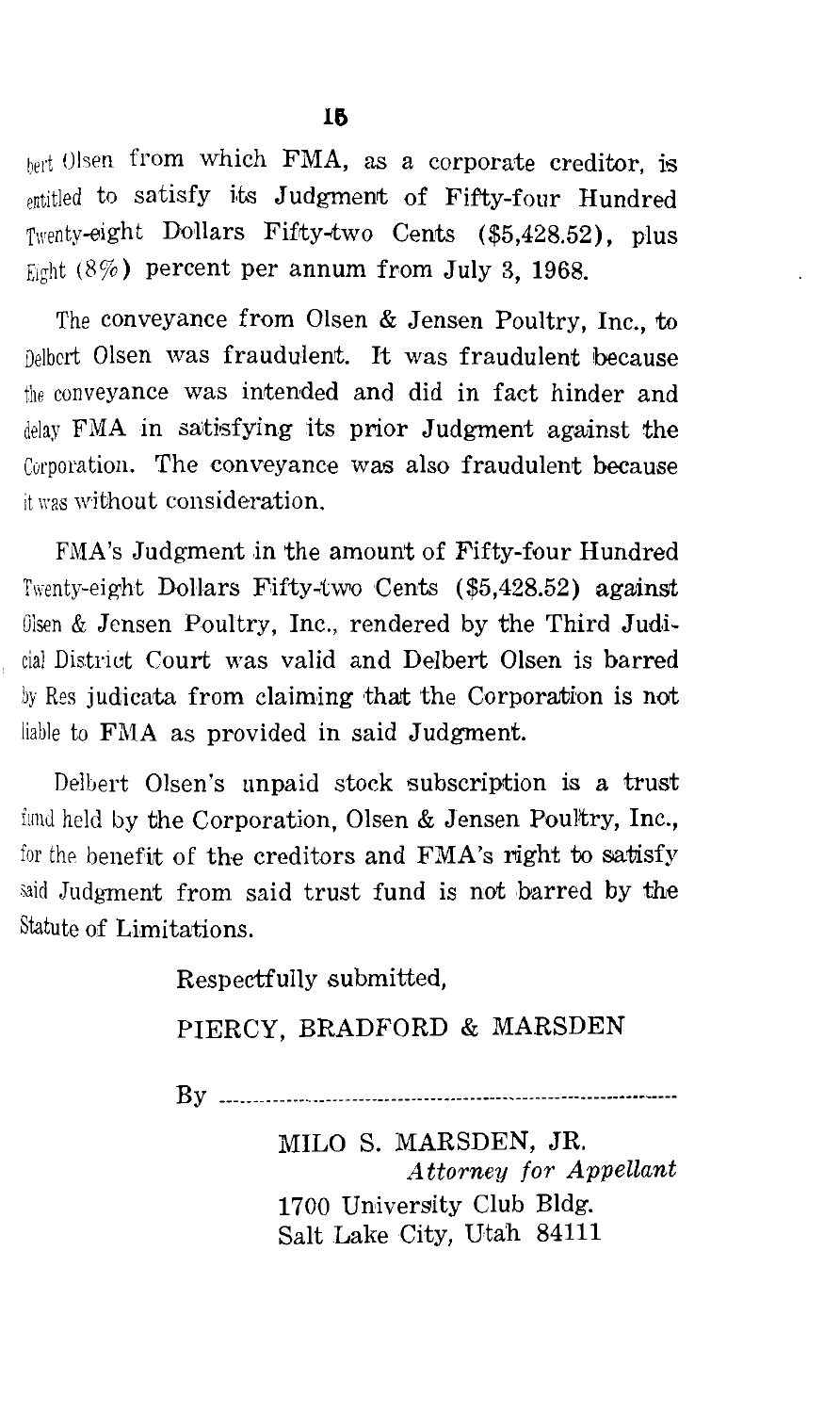bert Olsen from which FMA, as a corporate creditor, is entitled to satisfy its Judgment of Fifty-four Hundred Twenty-eight Dollars Fifty-two Cents ($5,428.52), plus Eight (8%) percent per annum from July 3, 1968.

The conveyance from Olsen & Jensen Poultry, Inc., to Delbert Olsen was fraudulent. It was fraudulent because the conveyance was intended and did in fact hinder and delay FMA in satisfying its prior Judgment against the Corporation. The conveyance was also fraudulent because it was without consideration.

FMA's Judgment in the amount of Fifty-four Hundred Twenty-eight Dollars Fifty-two Cents ($5,428.52) against Olsen & Jensen Poultry, Inc., rendered by the Third Judicial District Court was valid and Delbert Olsen is barred by Res judicata from claiming that the Corporation is not liable to FMA as provided in said Judgment.

Delbert Olsen's unpaid stock subscription is a trust fund held by the Corporation, Olsen & Jensen Poultry, Inc., for the benefit of the creditors and FMA's right to satisfy said Judgment from said trust fund is not barred by the Statute of Limitations.

Respectfully submitted,

PIERCY, BRADFORD & MARSDEN

By ..................................................................

MILO S. MARSDEN, JR.
*Attorney for Appellant*
1700 University Club Bldg.
Salt Lake City, Utah 84111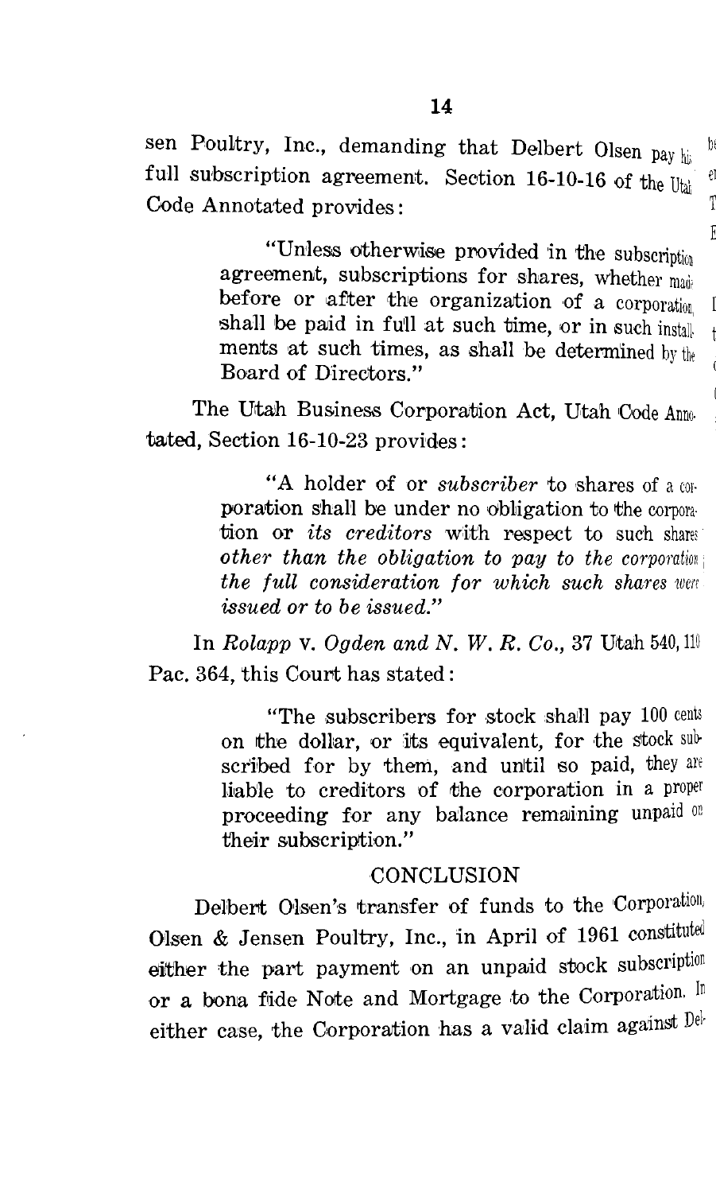sen Poultry, Inc., demanding that Delbert Olsen pay his full subscription agreement. Section 16-10-16 of the Utah Code Annotated provides:

> "Unless otherwise provided in the subscription agreement, subscriptions for shares, whether made before or after the organization of a corporation, shall be paid in full at such time, or in such installments at such times, as shall be determined by the Board of Directors."

The Utah Business Corporation Act, Utah Code Annotated, Section 16-10-23 provides:

> "A holder of or *subscriber* to shares of a corporation shall be under no obligation to the corporation or *its creditors* with respect to such shares *other than the obligation to pay to the corporation the full consideration for which such shares were issued or to be issued.*"

In *Rolapp* v. *Ogden and N. W. R. Co.*, 37 Utah 540, 110 Pac. 364, this Court has stated:

> "The subscribers for stock shall pay 100 cents on the dollar, or its equivalent, for the stock subscribed for by them, and until so paid, they are liable to creditors of the corporation in a proper proceeding for any balance remaining unpaid on their subscription."

## CONCLUSION

Delbert Olsen's transfer of funds to the Corporation, Olsen & Jensen Poultry, Inc., in April of 1961 constituted either the part payment on an unpaid stock subscription or a bona fide Note and Mortgage to the Corporation. In either case, the Corporation has a valid claim against Del-